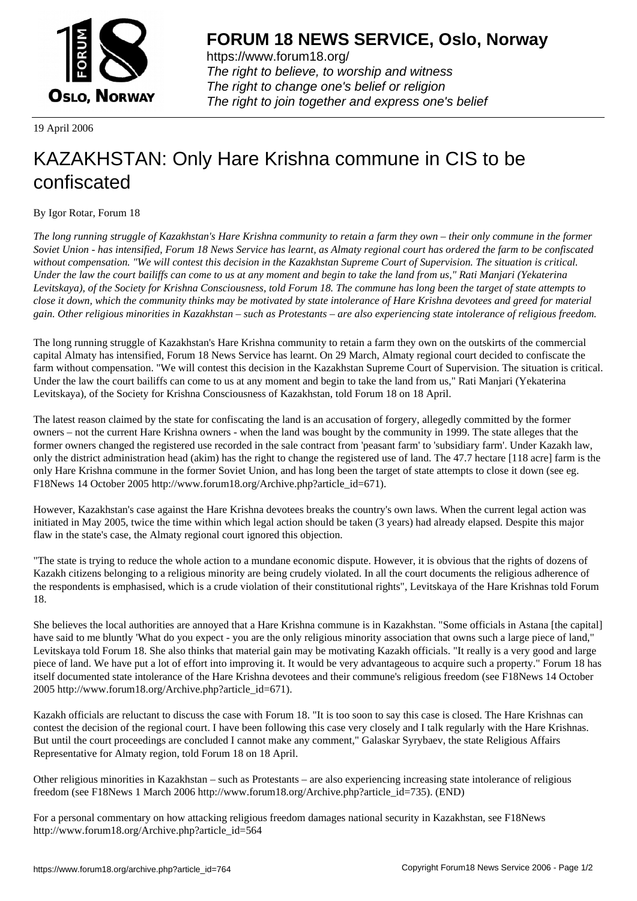**FORUM 18 NEWS SERVICE, Oslo, Norway**

https://www.forum18.org/
*The right to believe, to worship and witness*
*The right to change one's belief or religion*
*The right to join together and express one's belief*

19 April 2006

# KAZAKHSTAN: Only Hare Krishna commune in CIS to be confiscated

By Igor Rotar, Forum 18

*The long running struggle of Kazakhstan's Hare Krishna community to retain a farm they own – their only commune in the former Soviet Union - has intensified, Forum 18 News Service has learnt, as Almaty regional court has ordered the farm to be confiscated without compensation. "We will contest this decision in the Kazakhstan Supreme Court of Supervision. The situation is critical. Under the law the court bailiffs can come to us at any moment and begin to take the land from us," Rati Manjari (Yekaterina Levitskaya), of the Society for Krishna Consciousness, told Forum 18. The commune has long been the target of state attempts to close it down, which the community thinks may be motivated by state intolerance of Hare Krishna devotees and greed for material gain. Other religious minorities in Kazakhstan – such as Protestants – are also experiencing state intolerance of religious freedom.*

The long running struggle of Kazakhstan's Hare Krishna community to retain a farm they own on the outskirts of the commercial capital Almaty has intensified, Forum 18 News Service has learnt. On 29 March, Almaty regional court decided to confiscate the farm without compensation. "We will contest this decision in the Kazakhstan Supreme Court of Supervision. The situation is critical. Under the law the court bailiffs can come to us at any moment and begin to take the land from us," Rati Manjari (Yekaterina Levitskaya), of the Society for Krishna Consciousness of Kazakhstan, told Forum 18 on 18 April.

The latest reason claimed by the state for confiscating the land is an accusation of forgery, allegedly committed by the former owners – not the current Hare Krishna owners - when the land was bought by the community in 1999. The state alleges that the former owners changed the registered use recorded in the sale contract from 'peasant farm' to 'subsidiary farm'. Under Kazakh law, only the district administration head (akim) has the right to change the registered use of land. The 47.7 hectare [118 acre] farm is the only Hare Krishna commune in the former Soviet Union, and has long been the target of state attempts to close it down (see eg. F18News 14 October 2005 http://www.forum18.org/Archive.php?article_id=671).

However, Kazakhstan's case against the Hare Krishna devotees breaks the country's own laws. When the current legal action was initiated in May 2005, twice the time within which legal action should be taken (3 years) had already elapsed. Despite this major flaw in the state's case, the Almaty regional court ignored this objection.

"The state is trying to reduce the whole action to a mundane economic dispute. However, it is obvious that the rights of dozens of Kazakh citizens belonging to a religious minority are being crudely violated. In all the court documents the religious adherence of the respondents is emphasised, which is a crude violation of their constitutional rights", Levitskaya of the Hare Krishnas told Forum 18.

She believes the local authorities are annoyed that a Hare Krishna commune is in Kazakhstan. "Some officials in Astana [the capital] have said to me bluntly 'What do you expect - you are the only religious minority association that owns such a large piece of land," Levitskaya told Forum 18. She also thinks that material gain may be motivating Kazakh officials. "It really is a very good and large piece of land. We have put a lot of effort into improving it. It would be very advantageous to acquire such a property." Forum 18 has itself documented state intolerance of the Hare Krishna devotees and their commune's religious freedom (see F18News 14 October 2005 http://www.forum18.org/Archive.php?article_id=671).

Kazakh officials are reluctant to discuss the case with Forum 18. "It is too soon to say this case is closed. The Hare Krishnas can contest the decision of the regional court. I have been following this case very closely and I talk regularly with the Hare Krishnas. But until the court proceedings are concluded I cannot make any comment," Galaskar Syrybaev, the state Religious Affairs Representative for Almaty region, told Forum 18 on 18 April.

Other religious minorities in Kazakhstan – such as Protestants – are also experiencing increasing state intolerance of religious freedom (see F18News 1 March 2006 http://www.forum18.org/Archive.php?article_id=735). (END)

For a personal commentary on how attacking religious freedom damages national security in Kazakhstan, see F18News http://www.forum18.org/Archive.php?article_id=564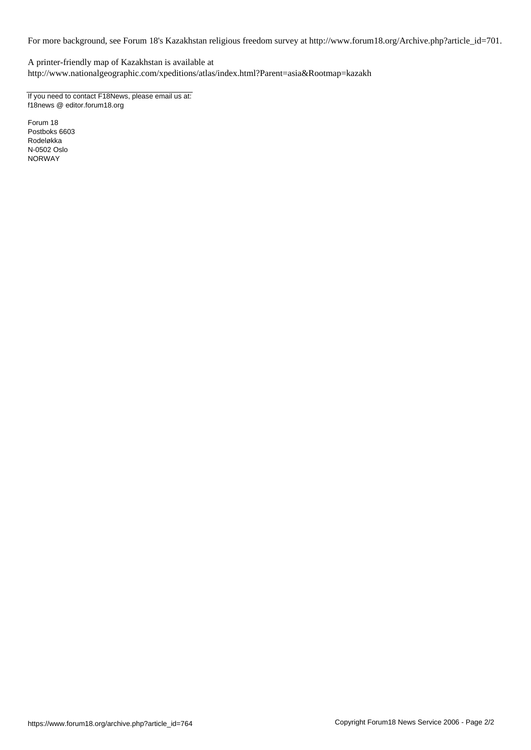For more background, see Forum 18's Kazakhstan religious freedom survey at http://www.forum18.org/Archive.php?article_id=701.

A printer-friendly map of Kazakhstan is available at
http://www.nationalgeographic.com/xpeditions/atlas/index.html?Parent=asia&Rootmap=kazakh

If you need to contact F18News, please email us at:
f18news @ editor.forum18.org

Forum 18
Postboks 6603
Rodeløkka
N-0502 Oslo
NORWAY